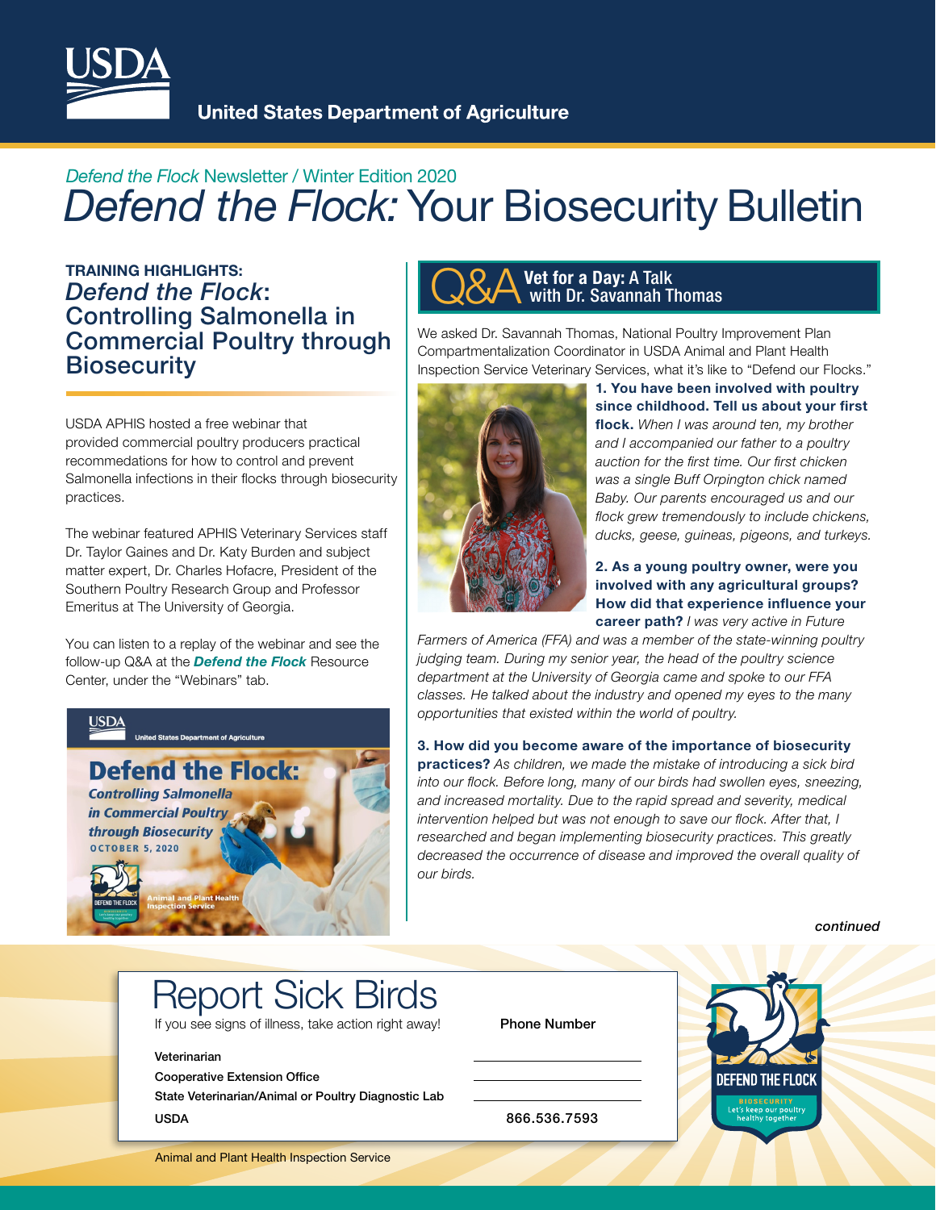# United States Department of Agriculture

*Defend the Flock* Newsletter / Winter Edition 2020

# *Defend the Flock:* Your Biosecurity Bulletin

## TRAINING HIGHLIGHTS: *Defend the Flock*: Controlling Salmonella in Commercial Poultry through Biosecurity

USDA APHIS hosted a free webinar that provided commercial poultry producers practical recommedations for how to control and prevent Salmonella infections in their flocks through biosecurity practices.

The webinar featured APHIS Veterinary Services staff Dr. Taylor Gaines and Dr. Katy Burden and subject matter expert, Dr. Charles Hofacre, President of the Southern Poultry Research Group and Professor Emeritus at The University of Georgia.

You can listen to a replay of the webinar and see the follow-up Q&A at the ***Defend the Flock*** Resource Center, under the "Webinars" tab.

**Defend the Flock:** *Controlling Salmonella in Commercial Poultry through Biosecurity* OCTOBER 5, 2020

## Q&A Vet for a Day: A Talk with Dr. Savannah Thomas

We asked Dr. Savannah Thomas, National Poultry Improvement Plan Compartmentalization Coordinator in USDA Animal and Plant Health Inspection Service Veterinary Services, what it's like to "Defend our Flocks."

**1. You have been involved with poultry since childhood. Tell us about your first flock.** *When I was around ten, my brother and I accompanied our father to a poultry auction for the first time. Our first chicken was a single Buff Orpington chick named Baby. Our parents encouraged us and our flock grew tremendously to include chickens, ducks, geese, guineas, pigeons, and turkeys.*

**2. As a young poultry owner, were you involved with any agricultural groups? How did that experience influence your career path?** *I was very active in Future Farmers of America (FFA) and was a member of the state-winning poultry judging team. During my senior year, the head of the poultry science department at the University of Georgia came and spoke to our FFA classes. He talked about the industry and opened my eyes to the many opportunities that existed within the world of poultry.*

**3. How did you become aware of the importance of biosecurity practices?** *As children, we made the mistake of introducing a sick bird into our flock. Before long, many of our birds had swollen eyes, sneezing, and increased mortality. Due to the rapid spread and severity, medical intervention helped but was not enough to save our flock. After that, I researched and began implementing biosecurity practices. This greatly decreased the occurrence of disease and improved the overall quality of our birds.*

*continued*

## Report Sick Birds

If you see signs of illness, take action right away!

| | Phone Number |
|---|---|
| Veterinarian | |
| Cooperative Extension Office | |
| State Veterinarian/Animal or Poultry Diagnostic Lab | |
| USDA | 866.536.7593 |

DEFEND THE FLOCK — BIOSECURITY — Let's keep our poultry healthy together

Animal and Plant Health Inspection Service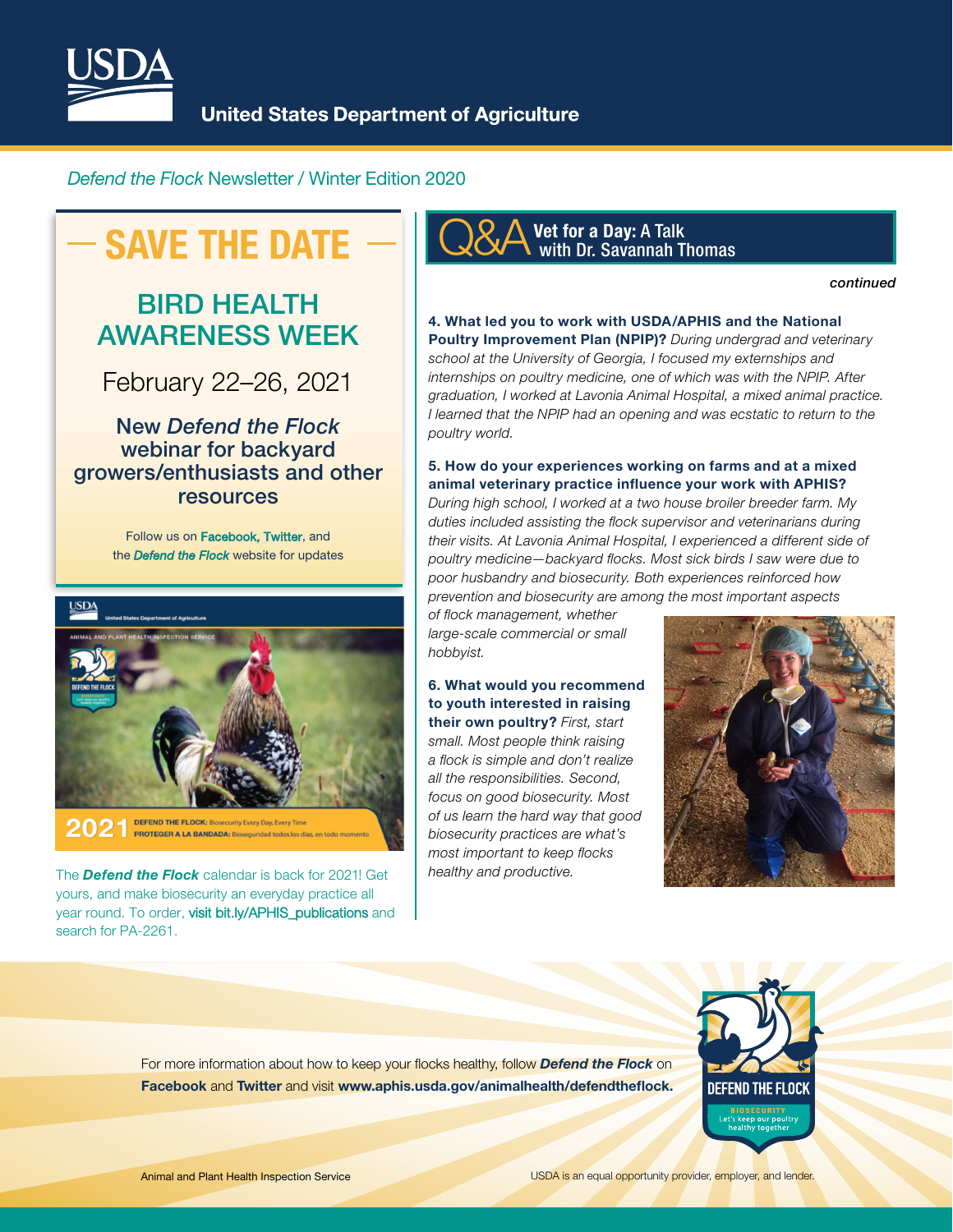*Defend the Flock* Newsletter / Winter Edition 2020

## — SAVE THE DATE —

### BIRD HEALTH AWARENESS WEEK

February 22–26, 2021

New *Defend the Flock* webinar for backyard growers/enthusiasts and other resources

Follow us on Facebook, Twitter, and the *Defend the Flock* website for updates

The ***Defend the Flock*** calendar is back for 2021! Get yours, and make biosecurity an everyday practice all year round. To order, visit bit.ly/APHIS_publications and search for PA-2261.

## Q&A Vet for a Day: A Talk with Dr. Savannah Thomas

*continued*

**4. What led you to work with USDA/APHIS and the National Poultry Improvement Plan (NPIP)?** *During undergrad and veterinary school at the University of Georgia, I focused my externships and internships on poultry medicine, one of which was with the NPIP. After graduation, I worked at Lavonia Animal Hospital, a mixed animal practice. I learned that the NPIP had an opening and was ecstatic to return to the poultry world.*

**5. How do your experiences working on farms and at a mixed animal veterinary practice influence your work with APHIS?** *During high school, I worked at a two house broiler breeder farm. My duties included assisting the flock supervisor and veterinarians during their visits. At Lavonia Animal Hospital, I experienced a different side of poultry medicine—backyard flocks. Most sick birds I saw were due to poor husbandry and biosecurity. Both experiences reinforced how prevention and biosecurity are among the most important aspects of flock management, whether large-scale commercial or small hobbyist.*

**6. What would you recommend to youth interested in raising their own poultry?** *First, start small. Most people think raising a flock is simple and don't realize all the responsibilities. Second, focus on good biosecurity. Most of us learn the hard way that good biosecurity practices are what's most important to keep flocks healthy and productive.*

For more information about how to keep your flocks healthy, follow ***Defend the Flock*** on **Facebook** and **Twitter** and visit **www.aphis.usda.gov/animalhealth/defendtheflock.**

Animal and Plant Health Inspection Service

USDA is an equal opportunity provider, employer, and lender.